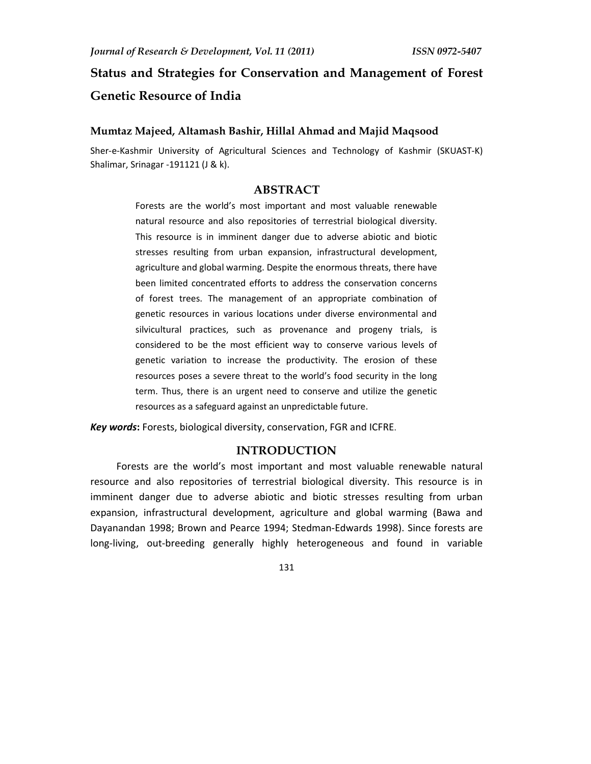# Status and Strategies for Conservation and Management of Forest Genetic Resource of India

**Mumtaz Majeed, Altamash Bashir, Hillal Ahmad and Majid Maqsood**

Sher-e-Kashmir University of Agricultural Sciences and Technology of Kashmir (SKUAST-K) Shalimar, Srinagar -191121 (J & k).

## ABSTRACT

Forests are the world's most important and most valuable renewable natural resource and also repositories of terrestrial biological diversity. This resource is in imminent danger due to adverse abiotic and biotic stresses resulting from urban expansion, infrastructural development, agriculture and global warming. Despite the enormous threats, there have been limited concentrated efforts to address the conservation concerns of forest trees. The management of an appropriate combination of genetic resources in various locations under diverse environmental and silvicultural practices, such as provenance and progeny trials, is considered to be the most efficient way to conserve various levels of genetic variation to increase the productivity. The erosion of these resources poses a severe threat to the world's food security in the long term. Thus, there is an urgent need to conserve and utilize the genetic resources as a safeguard against an unpredictable future.

***Key words*:** Forests, biological diversity, conservation, FGR and ICFRE.

## INTRODUCTION

Forests are the world's most important and most valuable renewable natural resource and also repositories of terrestrial biological diversity. This resource is in imminent danger due to adverse abiotic and biotic stresses resulting from urban expansion, infrastructural development, agriculture and global warming (Bawa and Dayanandan 1998; Brown and Pearce 1994; Stedman-Edwards 1998). Since forests are long-living, out-breeding generally highly heterogeneous and found in variable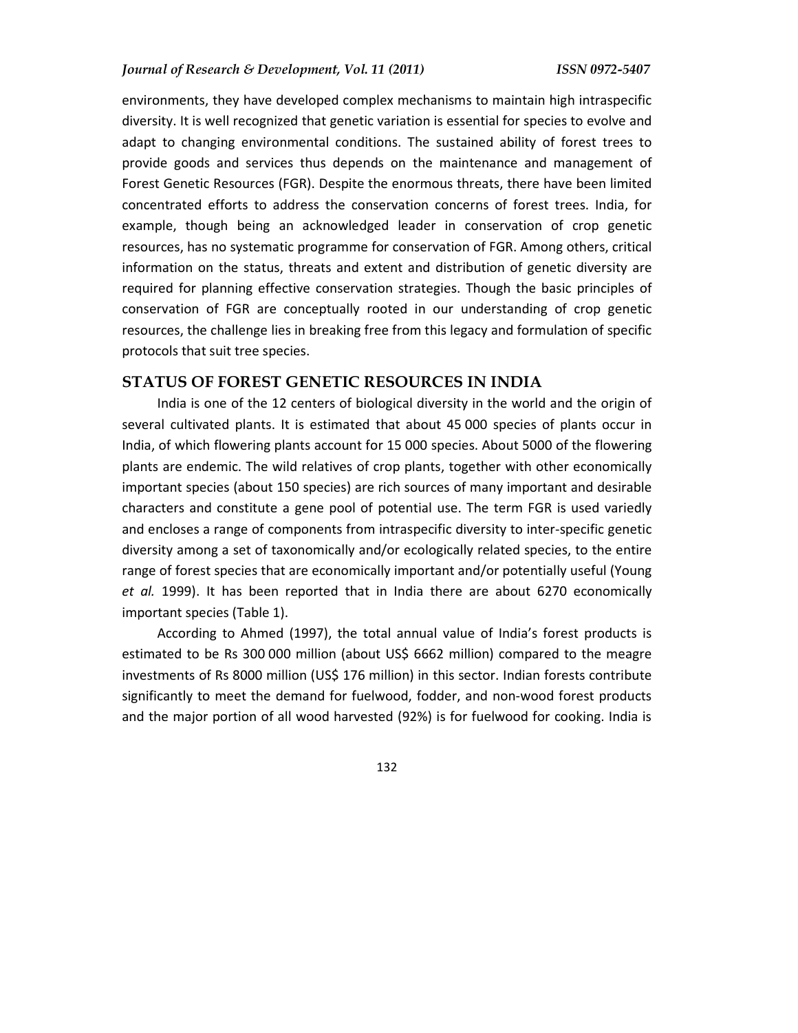environments, they have developed complex mechanisms to maintain high intraspecific diversity. It is well recognized that genetic variation is essential for species to evolve and adapt to changing environmental conditions. The sustained ability of forest trees to provide goods and services thus depends on the maintenance and management of Forest Genetic Resources (FGR). Despite the enormous threats, there have been limited concentrated efforts to address the conservation concerns of forest trees. India, for example, though being an acknowledged leader in conservation of crop genetic resources, has no systematic programme for conservation of FGR. Among others, critical information on the status, threats and extent and distribution of genetic diversity are required for planning effective conservation strategies. Though the basic principles of conservation of FGR are conceptually rooted in our understanding of crop genetic resources, the challenge lies in breaking free from this legacy and formulation of specific protocols that suit tree species.

## STATUS OF FOREST GENETIC RESOURCES IN INDIA

India is one of the 12 centers of biological diversity in the world and the origin of several cultivated plants. It is estimated that about 45 000 species of plants occur in India, of which flowering plants account for 15 000 species. About 5000 of the flowering plants are endemic. The wild relatives of crop plants, together with other economically important species (about 150 species) are rich sources of many important and desirable characters and constitute a gene pool of potential use. The term FGR is used variedly and encloses a range of components from intraspecific diversity to inter-specific genetic diversity among a set of taxonomically and/or ecologically related species, to the entire range of forest species that are economically important and/or potentially useful (Young *et al.* 1999). It has been reported that in India there are about 6270 economically important species (Table 1).

According to Ahmed (1997), the total annual value of India's forest products is estimated to be Rs 300 000 million (about US$ 6662 million) compared to the meagre investments of Rs 8000 million (US$ 176 million) in this sector. Indian forests contribute significantly to meet the demand for fuelwood, fodder, and non-wood forest products and the major portion of all wood harvested (92%) is for fuelwood for cooking. India is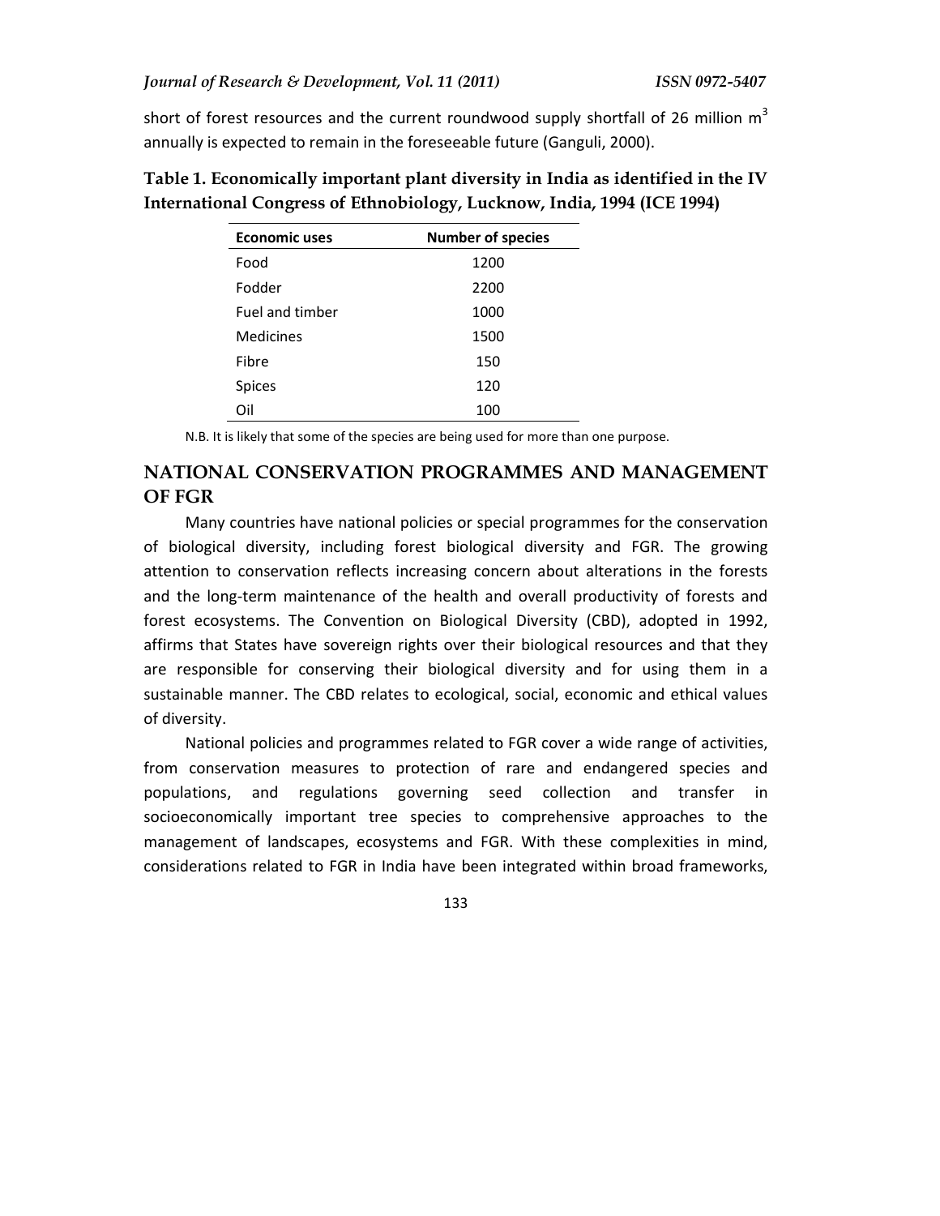short of forest resources and the current roundwood supply shortfall of 26 million $m^3$ annually is expected to remain in the foreseeable future (Ganguli, 2000).

**Table 1. Economically important plant diversity in India as identified in the IV International Congress of Ethnobiology, Lucknow, India, 1994 (ICE 1994)**

| Economic uses | Number of species |
|---|---|
| Food | 1200 |
| Fodder | 2200 |
| Fuel and timber | 1000 |
| Medicines | 1500 |
| Fibre | 150 |
| Spices | 120 |
| Oil | 100 |

N.B. It is likely that some of the species are being used for more than one purpose.

## NATIONAL CONSERVATION PROGRAMMES AND MANAGEMENT OF FGR

Many countries have national policies or special programmes for the conservation of biological diversity, including forest biological diversity and FGR. The growing attention to conservation reflects increasing concern about alterations in the forests and the long-term maintenance of the health and overall productivity of forests and forest ecosystems. The Convention on Biological Diversity (CBD), adopted in 1992, affirms that States have sovereign rights over their biological resources and that they are responsible for conserving their biological diversity and for using them in a sustainable manner. The CBD relates to ecological, social, economic and ethical values of diversity.

National policies and programmes related to FGR cover a wide range of activities, from conservation measures to protection of rare and endangered species and populations, and regulations governing seed collection and transfer in socioeconomically important tree species to comprehensive approaches to the management of landscapes, ecosystems and FGR. With these complexities in mind, considerations related to FGR in India have been integrated within broad frameworks,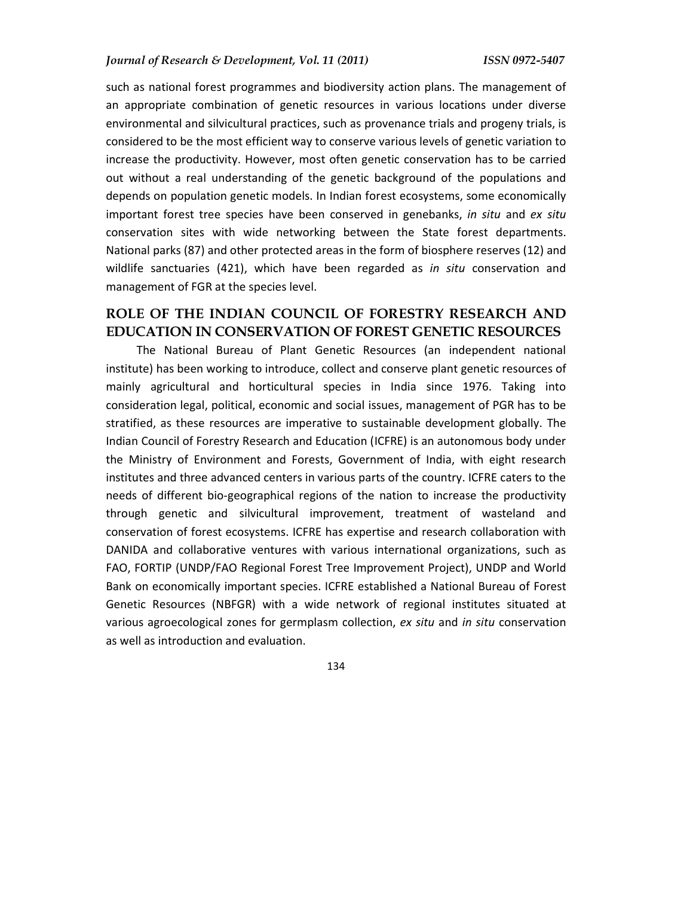such as national forest programmes and biodiversity action plans. The management of an appropriate combination of genetic resources in various locations under diverse environmental and silvicultural practices, such as provenance trials and progeny trials, is considered to be the most efficient way to conserve various levels of genetic variation to increase the productivity. However, most often genetic conservation has to be carried out without a real understanding of the genetic background of the populations and depends on population genetic models. In Indian forest ecosystems, some economically important forest tree species have been conserved in genebanks, *in situ* and *ex situ* conservation sites with wide networking between the State forest departments. National parks (87) and other protected areas in the form of biosphere reserves (12) and wildlife sanctuaries (421), which have been regarded as *in situ* conservation and management of FGR at the species level.

## ROLE OF THE INDIAN COUNCIL OF FORESTRY RESEARCH AND EDUCATION IN CONSERVATION OF FOREST GENETIC RESOURCES

The National Bureau of Plant Genetic Resources (an independent national institute) has been working to introduce, collect and conserve plant genetic resources of mainly agricultural and horticultural species in India since 1976. Taking into consideration legal, political, economic and social issues, management of PGR has to be stratified, as these resources are imperative to sustainable development globally. The Indian Council of Forestry Research and Education (ICFRE) is an autonomous body under the Ministry of Environment and Forests, Government of India, with eight research institutes and three advanced centers in various parts of the country. ICFRE caters to the needs of different bio-geographical regions of the nation to increase the productivity through genetic and silvicultural improvement, treatment of wasteland and conservation of forest ecosystems. ICFRE has expertise and research collaboration with DANIDA and collaborative ventures with various international organizations, such as FAO, FORTIP (UNDP/FAO Regional Forest Tree Improvement Project), UNDP and World Bank on economically important species. ICFRE established a National Bureau of Forest Genetic Resources (NBFGR) with a wide network of regional institutes situated at various agroecological zones for germplasm collection, *ex situ* and *in situ* conservation as well as introduction and evaluation.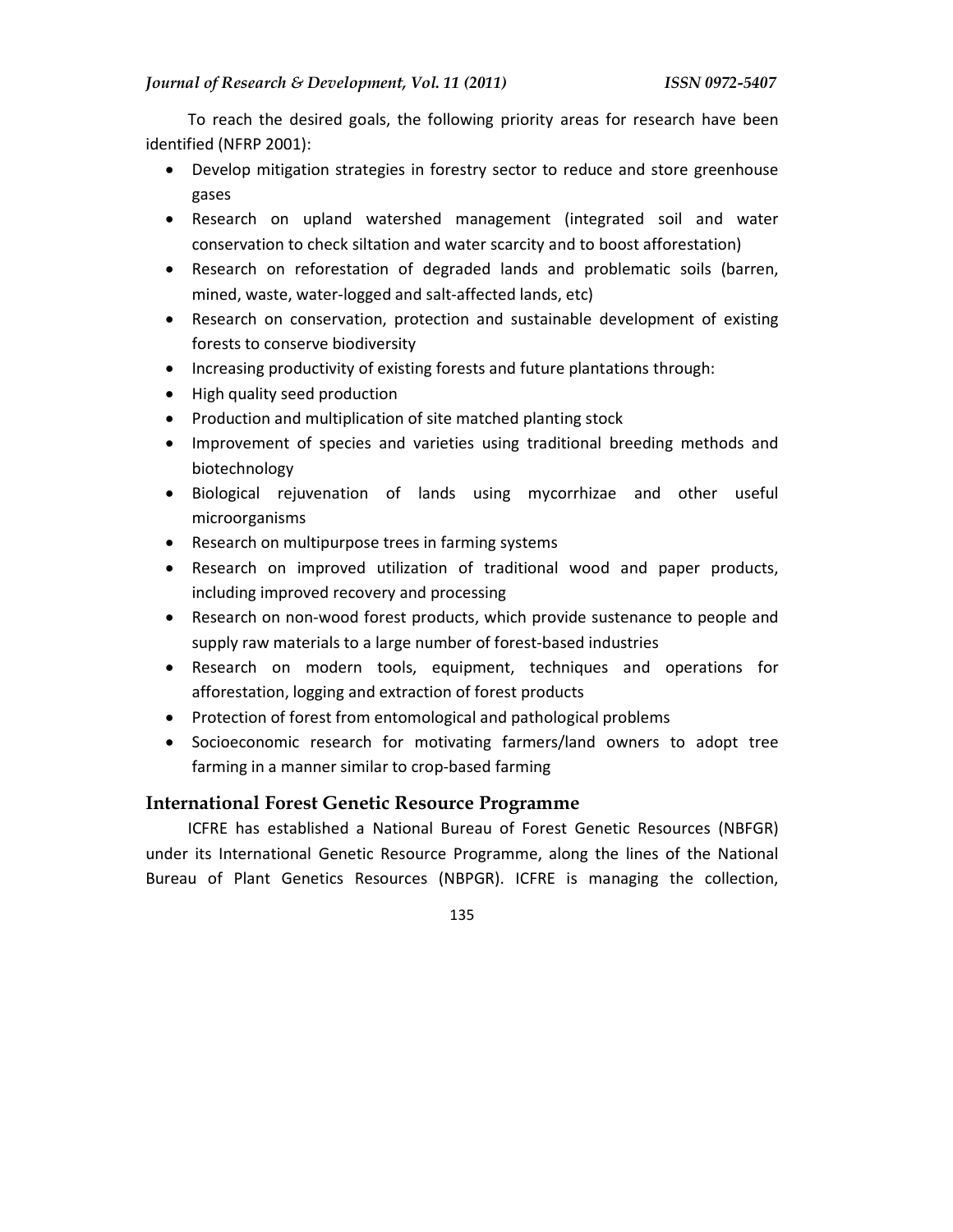To reach the desired goals, the following priority areas for research have been identified (NFRP 2001):

- Develop mitigation strategies in forestry sector to reduce and store greenhouse gases
- Research on upland watershed management (integrated soil and water conservation to check siltation and water scarcity and to boost afforestation)
- Research on reforestation of degraded lands and problematic soils (barren, mined, waste, water-logged and salt-affected lands, etc)
- Research on conservation, protection and sustainable development of existing forests to conserve biodiversity
- Increasing productivity of existing forests and future plantations through:
- High quality seed production
- Production and multiplication of site matched planting stock
- Improvement of species and varieties using traditional breeding methods and biotechnology
- Biological rejuvenation of lands using mycorrhizae and other useful microorganisms
- Research on multipurpose trees in farming systems
- Research on improved utilization of traditional wood and paper products, including improved recovery and processing
- Research on non-wood forest products, which provide sustenance to people and supply raw materials to a large number of forest-based industries
- Research on modern tools, equipment, techniques and operations for afforestation, logging and extraction of forest products
- Protection of forest from entomological and pathological problems
- Socioeconomic research for motivating farmers/land owners to adopt tree farming in a manner similar to crop-based farming

## International Forest Genetic Resource Programme

ICFRE has established a National Bureau of Forest Genetic Resources (NBFGR) under its International Genetic Resource Programme, along the lines of the National Bureau of Plant Genetics Resources (NBPGR). ICFRE is managing the collection,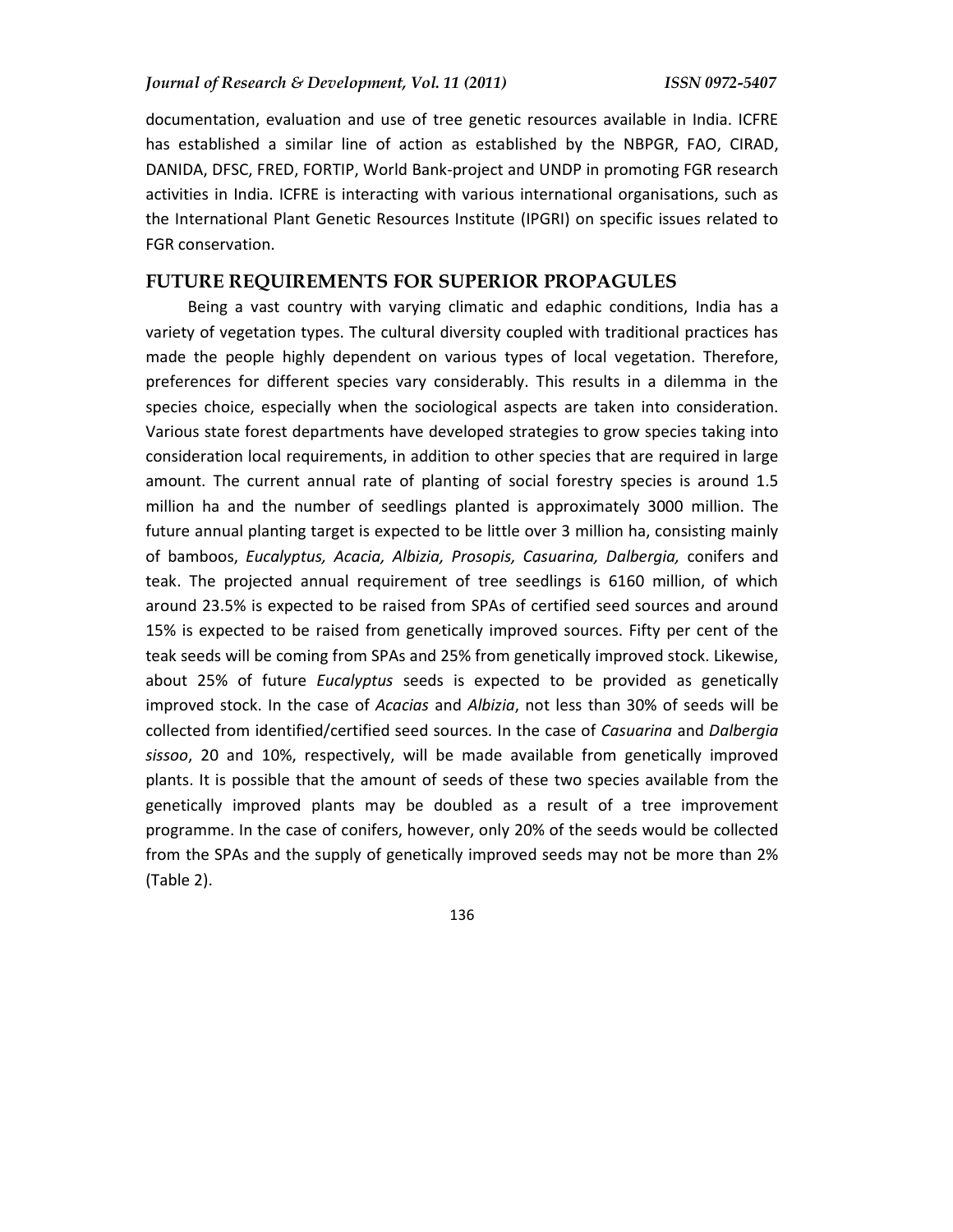documentation, evaluation and use of tree genetic resources available in India. ICFRE has established a similar line of action as established by the NBPGR, FAO, CIRAD, DANIDA, DFSC, FRED, FORTIP, World Bank-project and UNDP in promoting FGR research activities in India. ICFRE is interacting with various international organisations, such as the International Plant Genetic Resources Institute (IPGRI) on specific issues related to FGR conservation.

## FUTURE REQUIREMENTS FOR SUPERIOR PROPAGULES

Being a vast country with varying climatic and edaphic conditions, India has a variety of vegetation types. The cultural diversity coupled with traditional practices has made the people highly dependent on various types of local vegetation. Therefore, preferences for different species vary considerably. This results in a dilemma in the species choice, especially when the sociological aspects are taken into consideration. Various state forest departments have developed strategies to grow species taking into consideration local requirements, in addition to other species that are required in large amount. The current annual rate of planting of social forestry species is around 1.5 million ha and the number of seedlings planted is approximately 3000 million. The future annual planting target is expected to be little over 3 million ha, consisting mainly of bamboos, *Eucalyptus, Acacia, Albizia, Prosopis, Casuarina, Dalbergia,* conifers and teak. The projected annual requirement of tree seedlings is 6160 million, of which around 23.5% is expected to be raised from SPAs of certified seed sources and around 15% is expected to be raised from genetically improved sources. Fifty per cent of the teak seeds will be coming from SPAs and 25% from genetically improved stock. Likewise, about 25% of future *Eucalyptus* seeds is expected to be provided as genetically improved stock. In the case of *Acacias* and *Albizia*, not less than 30% of seeds will be collected from identified/certified seed sources. In the case of *Casuarina* and *Dalbergia sissoo*, 20 and 10%, respectively, will be made available from genetically improved plants. It is possible that the amount of seeds of these two species available from the genetically improved plants may be doubled as a result of a tree improvement programme. In the case of conifers, however, only 20% of the seeds would be collected from the SPAs and the supply of genetically improved seeds may not be more than 2% (Table 2).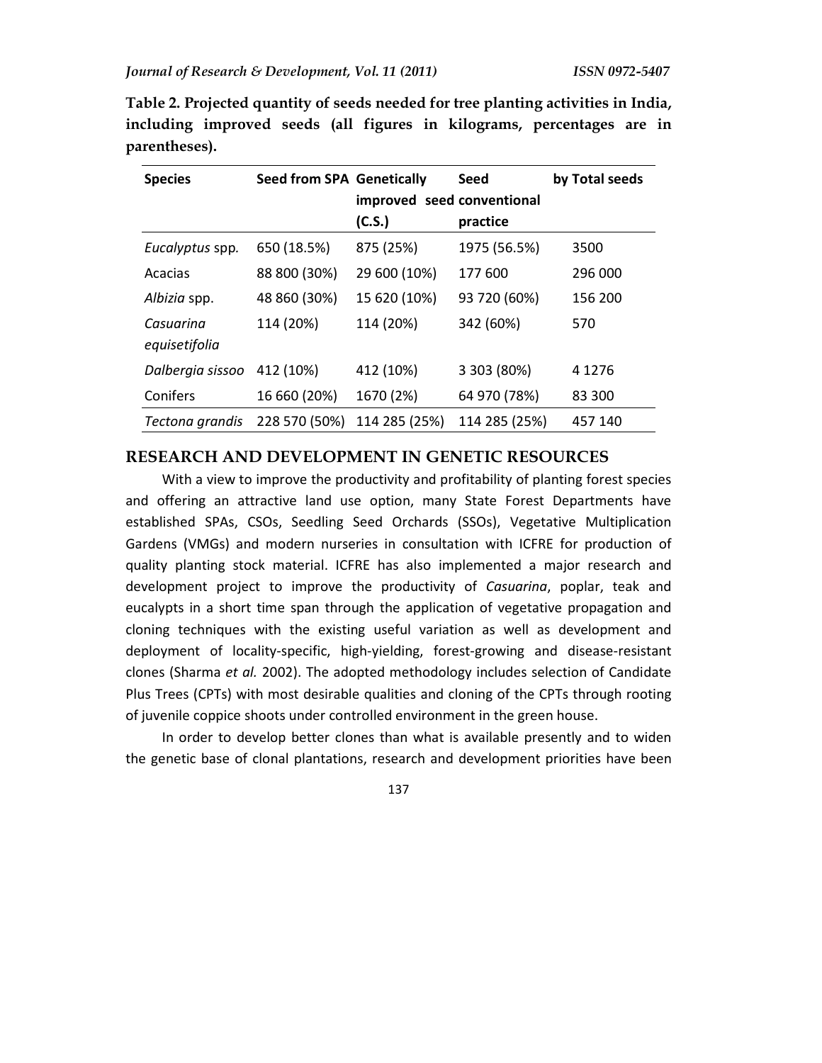**Table 2. Projected quantity of seeds needed for tree planting activities in India, including improved seeds (all figures in kilograms, percentages are in parentheses).**

| Species | Seed from SPA | Genetically improved seed (C.S.) | Seed by conventional practice | Total seeds |
|---|---|---|---|---|
| *Eucalyptus* spp. | 650 (18.5%) | 875 (25%) | 1975 (56.5%) | 3500 |
| Acacias | 88 800 (30%) | 29 600 (10%) | 177 600 | 296 000 |
| *Albizia* spp. | 48 860 (30%) | 15 620 (10%) | 93 720 (60%) | 156 200 |
| *Casuarina equisetifolia* | 114 (20%) | 114 (20%) | 342 (60%) | 570 |
| *Dalbergia sissoo* | 412 (10%) | 412 (10%) | 3 303 (80%) | 4 1276 |
| Conifers | 16 660 (20%) | 1670 (2%) | 64 970 (78%) | 83 300 |
| *Tectona grandis* | 228 570 (50%) | 114 285 (25%) | 114 285 (25%) | 457 140 |

## RESEARCH AND DEVELOPMENT IN GENETIC RESOURCES

With a view to improve the productivity and profitability of planting forest species and offering an attractive land use option, many State Forest Departments have established SPAs, CSOs, Seedling Seed Orchards (SSOs), Vegetative Multiplication Gardens (VMGs) and modern nurseries in consultation with ICFRE for production of quality planting stock material. ICFRE has also implemented a major research and development project to improve the productivity of *Casuarina*, poplar, teak and eucalypts in a short time span through the application of vegetative propagation and cloning techniques with the existing useful variation as well as development and deployment of locality-specific, high-yielding, forest-growing and disease-resistant clones (Sharma *et al.* 2002). The adopted methodology includes selection of Candidate Plus Trees (CPTs) with most desirable qualities and cloning of the CPTs through rooting of juvenile coppice shoots under controlled environment in the green house.

In order to develop better clones than what is available presently and to widen the genetic base of clonal plantations, research and development priorities have been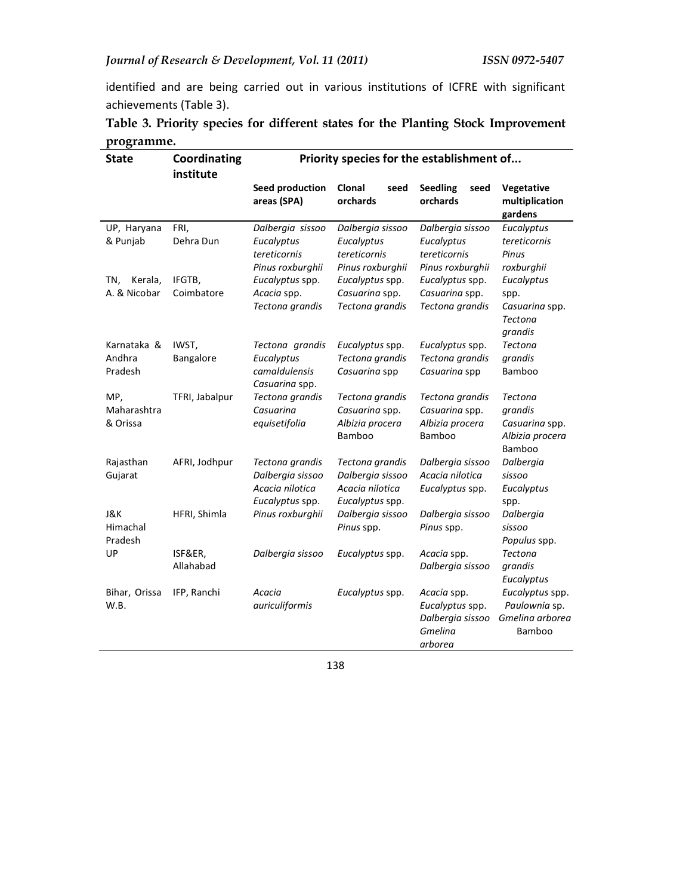identified and are being carried out in various institutions of ICFRE with significant achievements (Table 3).

**Table 3. Priority species for different states for the Planting Stock Improvement programme.**

| State | Coordinating institute | Priority species for the establishment of... | | | |
|---|---|---|---|---|---|
| | | **Seed production areas (SPA)** | **Clonal seed orchards** | **Seedling seed orchards** | **Vegetative multiplication gardens** |
| UP, Haryana & Punjab | FRI, Dehra Dun | *Dalbergia sissoo* *Eucalyptus tereticornis* *Pinus roxburghii* | *Dalbergia sissoo* *Eucalyptus tereticornis* *Pinus roxburghii* | *Dalbergia sissoo* *Eucalyptus tereticornis* *Pinus roxburghii* | *Eucalyptus tereticornis* *Pinus roxburghii* |
| TN, Kerala, A. & Nicobar | IFGTB, Coimbatore | *Eucalyptus* spp. *Acacia* spp. *Tectona grandis* | *Eucalyptus* spp. *Casuarina* spp. *Tectona grandis* | *Eucalyptus* spp. *Casuarina* spp. *Tectona grandis* | *Eucalyptus* spp. *Casuarina* spp. *Tectona grandis* |
| Karnataka & Andhra Pradesh | IWST, Bangalore | *Tectona grandis* *Eucalyptus camaldulensis* *Casuarina* spp. | *Eucalyptus* spp. *Tectona grandis* *Casuarina* spp | *Eucalyptus* spp. *Tectona grandis* *Casuarina* spp | *Tectona grandis* Bamboo |
| MP, Maharashtra & Orissa | TFRI, Jabalpur | *Tectona grandis* *Casuarina equisetifolia* | *Tectona grandis* *Casuarina* spp. *Albizia procera* Bamboo | *Tectona grandis* *Casuarina* spp. *Albizia procera* Bamboo | *Tectona grandis* *Casuarina* spp. *Albizia procera* Bamboo |
| Rajasthan Gujarat | AFRI, Jodhpur | *Tectona grandis* *Dalbergia sissoo* *Acacia nilotica* *Eucalyptus* spp. | *Tectona grandis* *Dalbergia sissoo* *Acacia nilotica* *Eucalyptus* spp. | *Dalbergia sissoo* *Acacia nilotica* *Eucalyptus* spp. | *Dalbergia sissoo* *Eucalyptus* spp. |
| J&K Himachal Pradesh | HFRI, Shimla | *Pinus roxburghii* | *Dalbergia sissoo* *Pinus* spp. | *Dalbergia sissoo* *Pinus* spp. | *Dalbergia sissoo* *Populus* spp. |
| UP | ISF&ER, Allahabad | *Dalbergia sissoo* | *Eucalyptus* spp. | *Acacia* spp. *Dalbergia sissoo* | *Tectona grandis* *Eucalyptus* |
| Bihar, Orissa W.B. | IFP, Ranchi | *Acacia auriculiformis* | *Eucalyptus* spp. | *Acacia* spp. *Eucalyptus* spp. *Dalbergia sissoo* *Gmelina arborea* | *Eucalyptus* spp. *Paulownia* sp. *Gmelina arborea* Bamboo |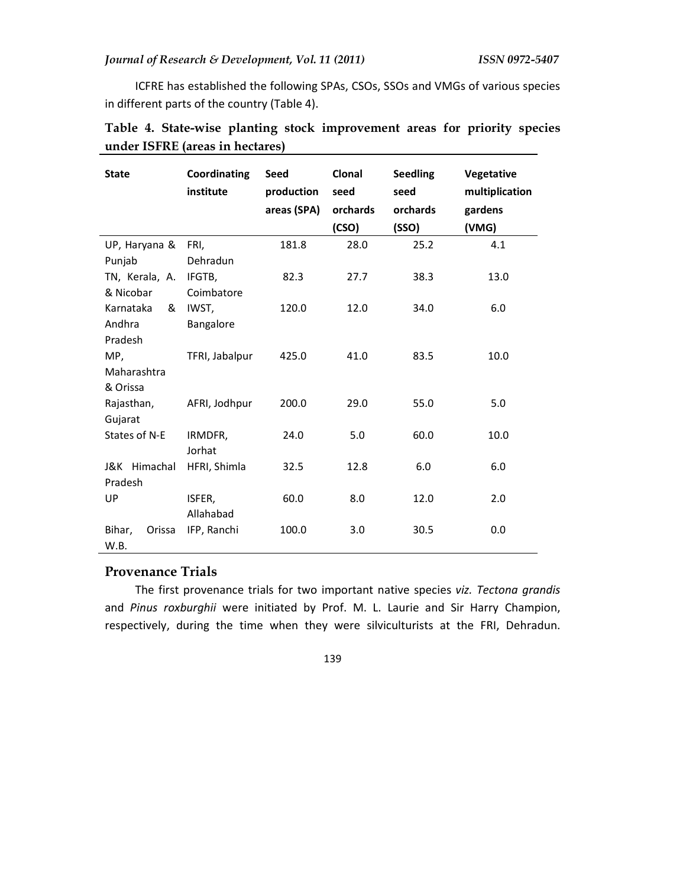ICFRE has established the following SPAs, CSOs, SSOs and VMGs of various species in different parts of the country (Table 4).

**Table 4. State-wise planting stock improvement areas for priority species under ISFRE (areas in hectares)**

| State | Coordinating institute | Seed production areas (SPA) | Clonal seed orchards (CSO) | Seedling seed orchards (SSO) | Vegetative multiplication gardens (VMG) |
|---|---|---|---|---|---|
| UP, Haryana & Punjab | FRI, Dehradun | 181.8 | 28.0 | 25.2 | 4.1 |
| TN, Kerala, A. & Nicobar | IFGTB, Coimbatore | 82.3 | 27.7 | 38.3 | 13.0 |
| Karnataka & Andhra Pradesh | IWST, Bangalore | 120.0 | 12.0 | 34.0 | 6.0 |
| MP, Maharashtra & Orissa | TFRI, Jabalpur | 425.0 | 41.0 | 83.5 | 10.0 |
| Rajasthan, Gujarat | AFRI, Jodhpur | 200.0 | 29.0 | 55.0 | 5.0 |
| States of N-E | IRMDFR, Jorhat | 24.0 | 5.0 | 60.0 | 10.0 |
| J&K Himachal Pradesh | HFRI, Shimla | 32.5 | 12.8 | 6.0 | 6.0 |
| UP | ISFER, Allahabad | 60.0 | 8.0 | 12.0 | 2.0 |
| Bihar, Orissa W.B. | IFP, Ranchi | 100.0 | 3.0 | 30.5 | 0.0 |

## Provenance Trials

The first provenance trials for two important native species *viz. Tectona grandis* and *Pinus roxburghii* were initiated by Prof. M. L. Laurie and Sir Harry Champion, respectively, during the time when they were silviculturists at the FRI, Dehradun.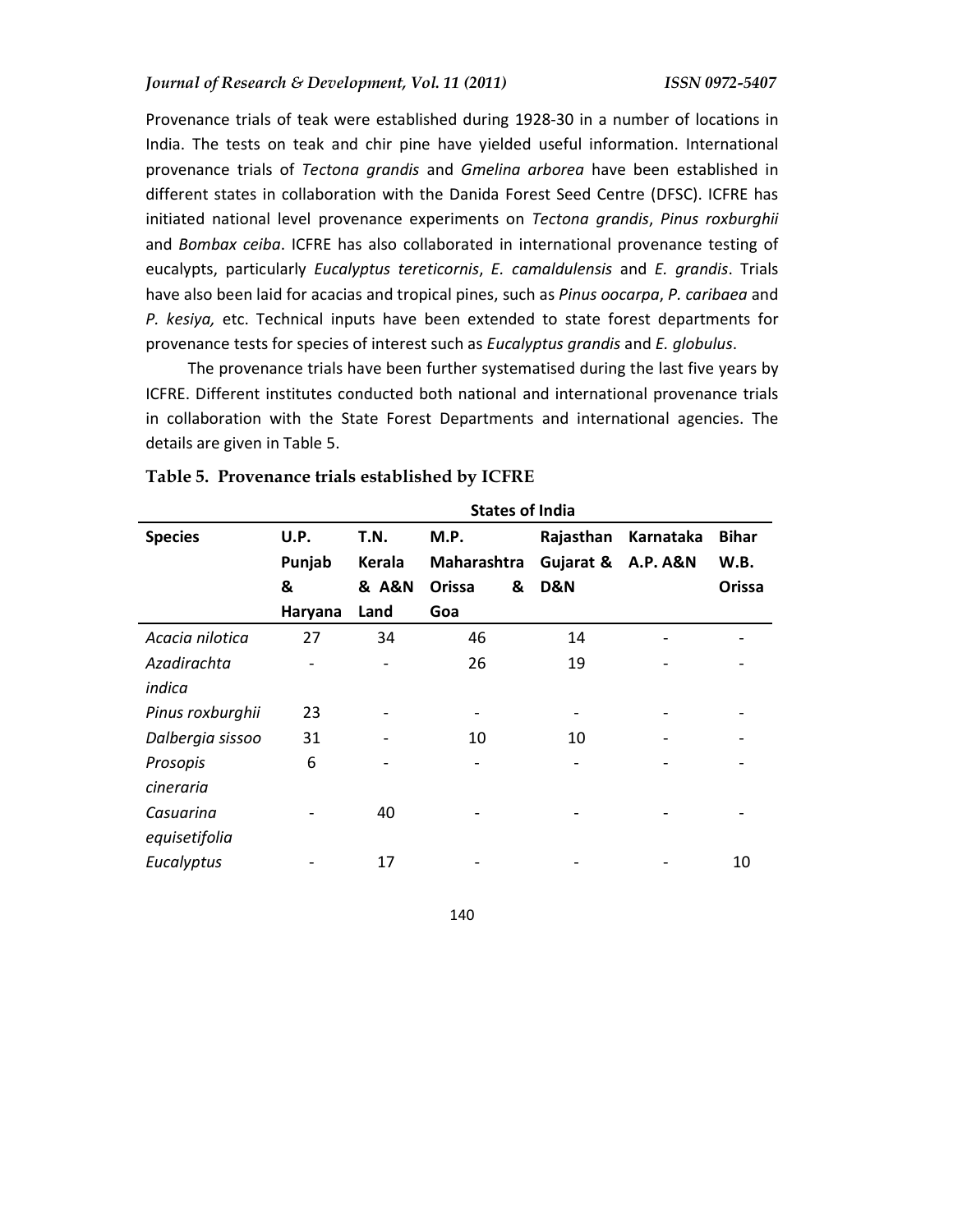Provenance trials of teak were established during 1928-30 in a number of locations in India. The tests on teak and chir pine have yielded useful information. International provenance trials of *Tectona grandis* and *Gmelina arborea* have been established in different states in collaboration with the Danida Forest Seed Centre (DFSC). ICFRE has initiated national level provenance experiments on *Tectona grandis*, *Pinus roxburghii* and *Bombax ceiba*. ICFRE has also collaborated in international provenance testing of eucalypts, particularly *Eucalyptus tereticornis*, *E. camaldulensis* and *E. grandis*. Trials have also been laid for acacias and tropical pines, such as *Pinus oocarpa*, *P. caribaea* and *P. kesiya,* etc. Technical inputs have been extended to state forest departments for provenance tests for species of interest such as *Eucalyptus grandis* and *E. globulus*.

The provenance trials have been further systematised during the last five years by ICFRE. Different institutes conducted both national and international provenance trials in collaboration with the State Forest Departments and international agencies. The details are given in Table 5.

**Table 5. Provenance trials established by ICFRE**

| | States of India | | | | | |
|---|---|---|---|---|---|---|
| **Species** | **U.P. Punjab & Haryana** | **T.N. Kerala & A&N Land** | **M.P. Maharashtra Orissa & Goa** | **Rajasthan Gujarat & D&N** | **Karnataka A.P. A&N** | **Bihar W.B. Orissa** |
| *Acacia nilotica* | 27 | 34 | 46 | 14 | - | - |
| *Azadirachta indica* | - | - | 26 | 19 | - | - |
| *Pinus roxburghii* | 23 | - | - | - | - | - |
| *Dalbergia sissoo* | 31 | - | 10 | 10 | - | - |
| *Prosopis cineraria* | 6 | - | - | - | - | - |
| *Casuarina equisetifolia* | - | 40 | - | - | - | - |
| *Eucalyptus* | - | 17 | - | - | - | 10 |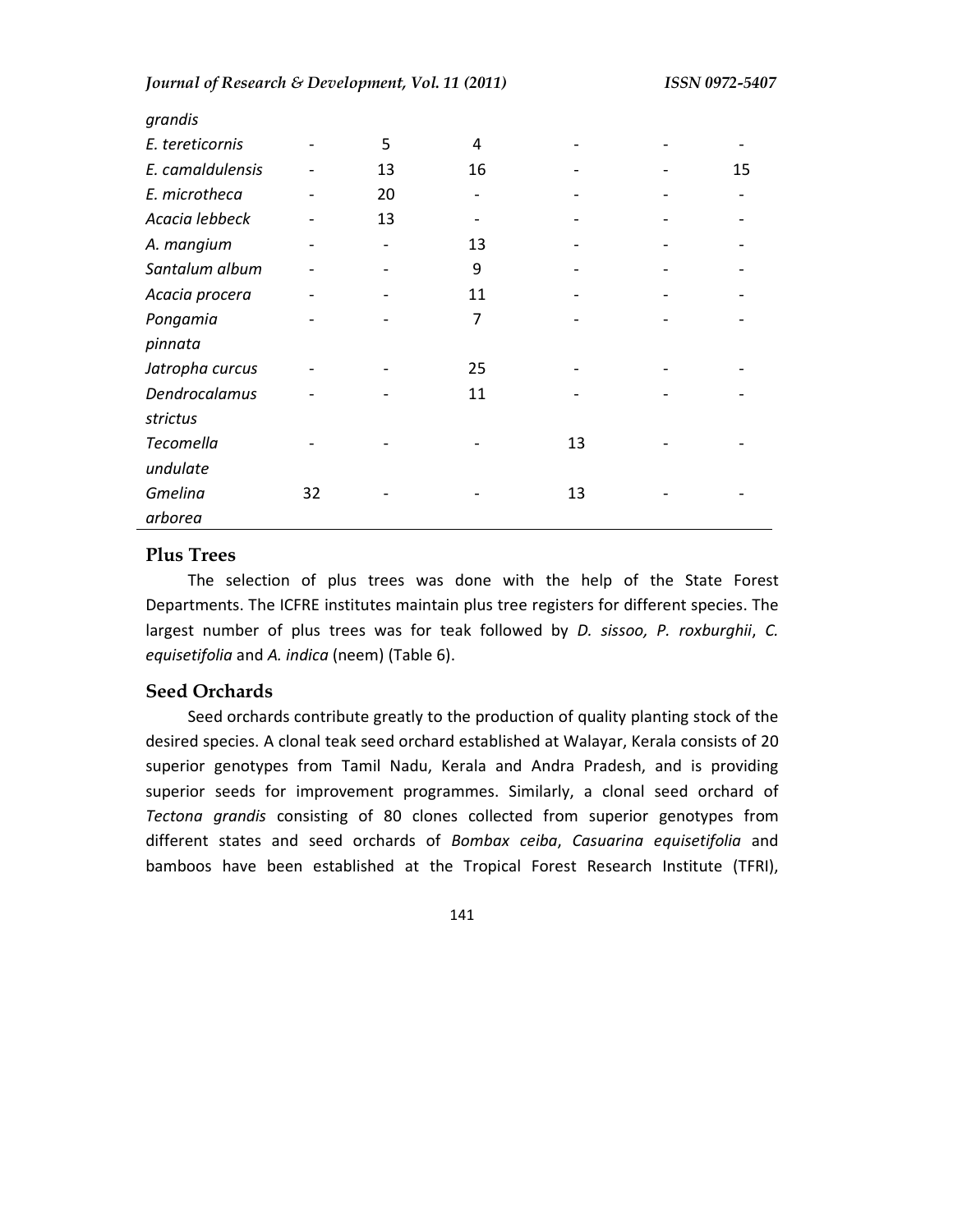| | | | | | | |
|---|---|---|---|---|---|---|
| *grandis* | | | | | | |
| *E. tereticornis* | - | 5 | 4 | - | - | - |
| *E. camaldulensis* | - | 13 | 16 | - | - | 15 |
| *E. microtheca* | - | 20 | - | - | - | - |
| *Acacia lebbeck* | - | 13 | - | - | - | - |
| *A. mangium* | - | - | 13 | - | - | - |
| *Santalum album* | - | - | 9 | - | - | - |
| *Acacia procera* | - | - | 11 | - | - | - |
| *Pongamia pinnata* | - | - | 7 | - | - | - |
| *Jatropha curcus* | - | - | 25 | - | - | - |
| *Dendrocalamus strictus* | - | - | 11 | - | - | - |
| *Tecomella undulate* | - | - | - | 13 | - | - |
| *Gmelina arborea* | 32 | - | - | 13 | - | - |

## Plus Trees

The selection of plus trees was done with the help of the State Forest Departments. The ICFRE institutes maintain plus tree registers for different species. The largest number of plus trees was for teak followed by *D. sissoo, P. roxburghii*, *C. equisetifolia* and *A. indica* (neem) (Table 6).

## Seed Orchards

Seed orchards contribute greatly to the production of quality planting stock of the desired species. A clonal teak seed orchard established at Walayar, Kerala consists of 20 superior genotypes from Tamil Nadu, Kerala and Andra Pradesh, and is providing superior seeds for improvement programmes. Similarly, a clonal seed orchard of *Tectona grandis* consisting of 80 clones collected from superior genotypes from different states and seed orchards of *Bombax ceiba*, *Casuarina equisetifolia* and bamboos have been established at the Tropical Forest Research Institute (TFRI),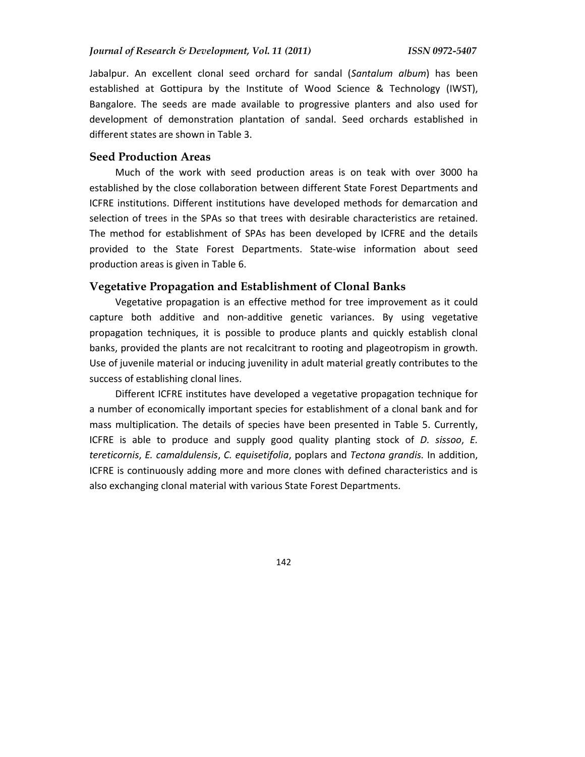Jabalpur. An excellent clonal seed orchard for sandal (*Santalum album*) has been established at Gottipura by the Institute of Wood Science & Technology (IWST), Bangalore. The seeds are made available to progressive planters and also used for development of demonstration plantation of sandal. Seed orchards established in different states are shown in Table 3.

## Seed Production Areas

Much of the work with seed production areas is on teak with over 3000 ha established by the close collaboration between different State Forest Departments and ICFRE institutions. Different institutions have developed methods for demarcation and selection of trees in the SPAs so that trees with desirable characteristics are retained. The method for establishment of SPAs has been developed by ICFRE and the details provided to the State Forest Departments. State-wise information about seed production areas is given in Table 6.

## Vegetative Propagation and Establishment of Clonal Banks

Vegetative propagation is an effective method for tree improvement as it could capture both additive and non-additive genetic variances. By using vegetative propagation techniques, it is possible to produce plants and quickly establish clonal banks, provided the plants are not recalcitrant to rooting and plageotropism in growth. Use of juvenile material or inducing juvenility in adult material greatly contributes to the success of establishing clonal lines.

Different ICFRE institutes have developed a vegetative propagation technique for a number of economically important species for establishment of a clonal bank and for mass multiplication. The details of species have been presented in Table 5. Currently, ICFRE is able to produce and supply good quality planting stock of *D. sissoo*, *E. tereticornis*, *E. camaldulensis*, *C. equisetifolia*, poplars and *Tectona grandis.* In addition, ICFRE is continuously adding more and more clones with defined characteristics and is also exchanging clonal material with various State Forest Departments.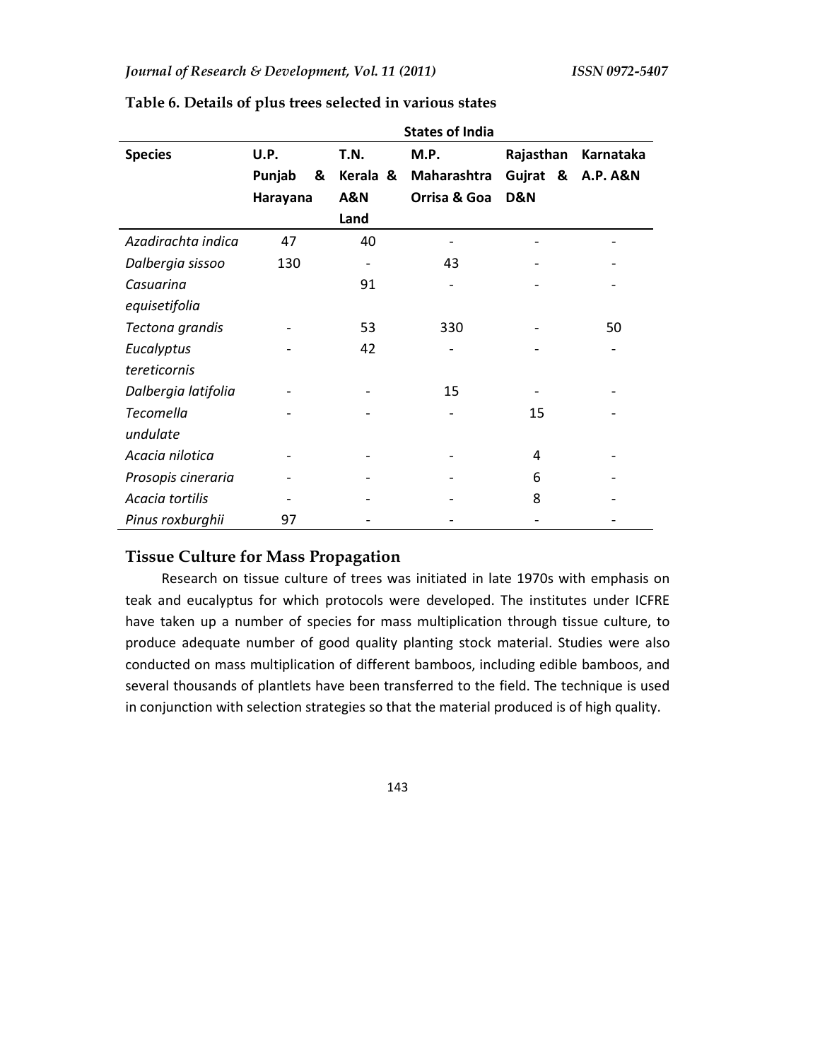**Table 6. Details of plus trees selected in various states**

| Species | States of India | | | | |
|---|---|---|---|---|---|
| | U.P. Punjab & Harayana | T.N. Kerala & A&N Land | M.P. Maharashtra Orrisa & Goa | Rajasthan Gujrat & D&N | Karnataka A.P. A&N |
| *Azadirachta indica* | 47 | 40 | - | - | - |
| *Dalbergia sissoo* | 130 | - | 43 | - | - |
| *Casuarina equisetifolia* | | 91 | - | - | - |
| *Tectona grandis* | - | 53 | 330 | - | 50 |
| *Eucalyptus tereticornis* | - | 42 | - | - | - |
| *Dalbergia latifolia* | - | - | 15 | - | - |
| *Tecomella undulate* | - | - | - | 15 | - |
| *Acacia nilotica* | - | - | - | 4 | - |
| *Prosopis cineraria* | - | - | - | 6 | - |
| *Acacia tortilis* | - | - | - | 8 | - |
| *Pinus roxburghii* | 97 | - | - | - | - |

## Tissue Culture for Mass Propagation

Research on tissue culture of trees was initiated in late 1970s with emphasis on teak and eucalyptus for which protocols were developed. The institutes under ICFRE have taken up a number of species for mass multiplication through tissue culture, to produce adequate number of good quality planting stock material. Studies were also conducted on mass multiplication of different bamboos, including edible bamboos, and several thousands of plantlets have been transferred to the field. The technique is used in conjunction with selection strategies so that the material produced is of high quality.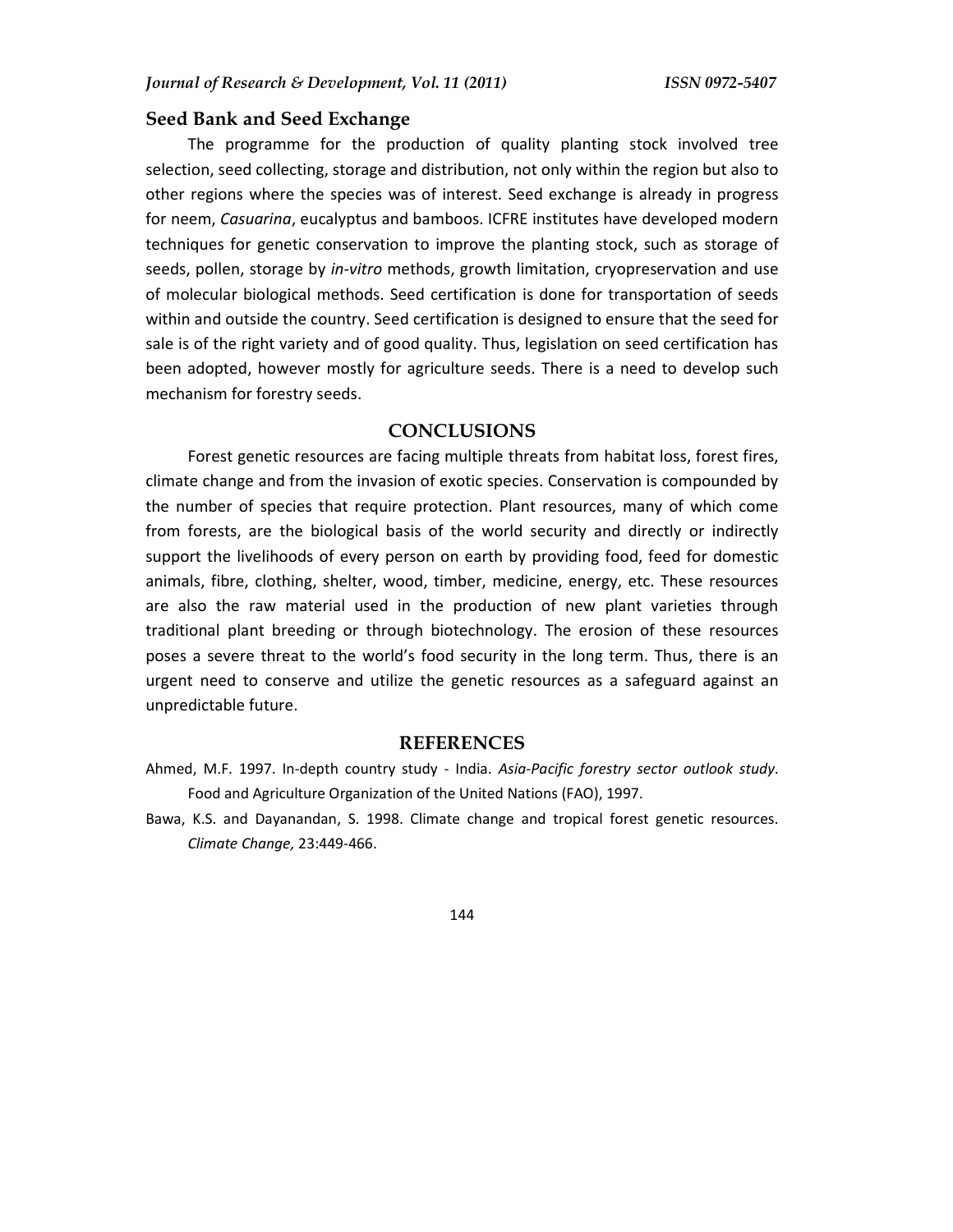## Seed Bank and Seed Exchange

The programme for the production of quality planting stock involved tree selection, seed collecting, storage and distribution, not only within the region but also to other regions where the species was of interest. Seed exchange is already in progress for neem, *Casuarina*, eucalyptus and bamboos. ICFRE institutes have developed modern techniques for genetic conservation to improve the planting stock, such as storage of seeds, pollen, storage by *in-vitro* methods, growth limitation, cryopreservation and use of molecular biological methods. Seed certification is done for transportation of seeds within and outside the country. Seed certification is designed to ensure that the seed for sale is of the right variety and of good quality. Thus, legislation on seed certification has been adopted, however mostly for agriculture seeds. There is a need to develop such mechanism for forestry seeds.

## CONCLUSIONS

Forest genetic resources are facing multiple threats from habitat loss, forest fires, climate change and from the invasion of exotic species. Conservation is compounded by the number of species that require protection. Plant resources, many of which come from forests, are the biological basis of the world security and directly or indirectly support the livelihoods of every person on earth by providing food, feed for domestic animals, fibre, clothing, shelter, wood, timber, medicine, energy, etc. These resources are also the raw material used in the production of new plant varieties through traditional plant breeding or through biotechnology. The erosion of these resources poses a severe threat to the world's food security in the long term. Thus, there is an urgent need to conserve and utilize the genetic resources as a safeguard against an unpredictable future.

## REFERENCES

Ahmed, M.F. 1997. In-depth country study - India. *Asia-Pacific forestry sector outlook study*. Food and Agriculture Organization of the United Nations (FAO), 1997.

Bawa, K.S. and Dayanandan, S. 1998. Climate change and tropical forest genetic resources. *Climate Change,* 23:449-466.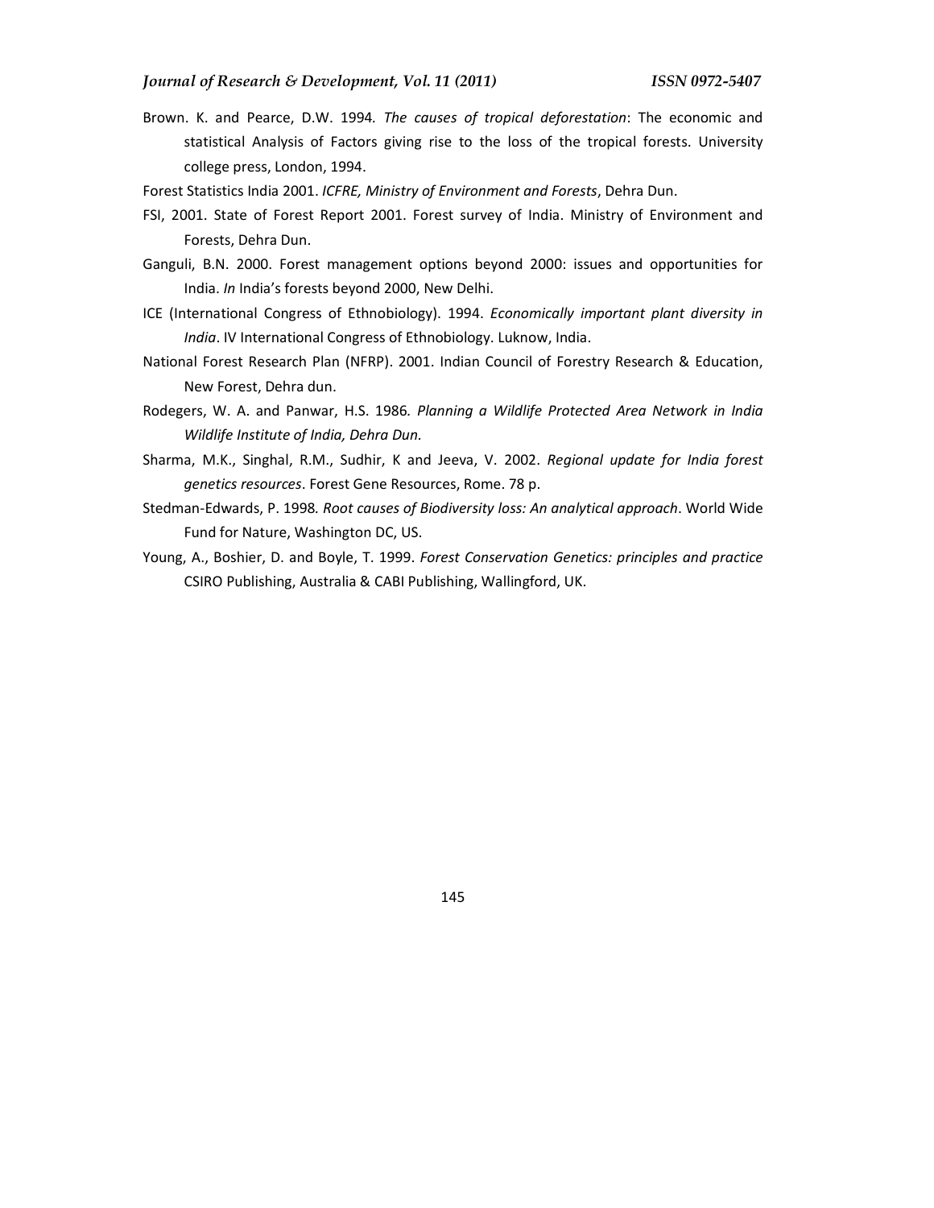Brown. K. and Pearce, D.W. 1994. *The causes of tropical deforestation*: The economic and statistical Analysis of Factors giving rise to the loss of the tropical forests. University college press, London, 1994.

Forest Statistics India 2001. *ICFRE, Ministry of Environment and Forests*, Dehra Dun.

FSI, 2001. State of Forest Report 2001. Forest survey of India. Ministry of Environment and Forests, Dehra Dun.

Ganguli, B.N. 2000. Forest management options beyond 2000: issues and opportunities for India. *In* India's forests beyond 2000, New Delhi.

ICE (International Congress of Ethnobiology). 1994. *Economically important plant diversity in India*. IV International Congress of Ethnobiology. Luknow, India.

National Forest Research Plan (NFRP). 2001. Indian Council of Forestry Research & Education, New Forest, Dehra dun.

Rodegers, W. A. and Panwar, H.S. 1986. *Planning a Wildlife Protected Area Network in India Wildlife Institute of India, Dehra Dun.*

Sharma, M.K., Singhal, R.M., Sudhir, K and Jeeva, V. 2002. *Regional update for India forest genetics resources*. Forest Gene Resources, Rome. 78 p.

Stedman-Edwards, P. 1998. *Root causes of Biodiversity loss: An analytical approach*. World Wide Fund for Nature, Washington DC, US.

Young, A., Boshier, D. and Boyle, T. 1999. *Forest Conservation Genetics: principles and practice* CSIRO Publishing, Australia & CABI Publishing, Wallingford, UK.